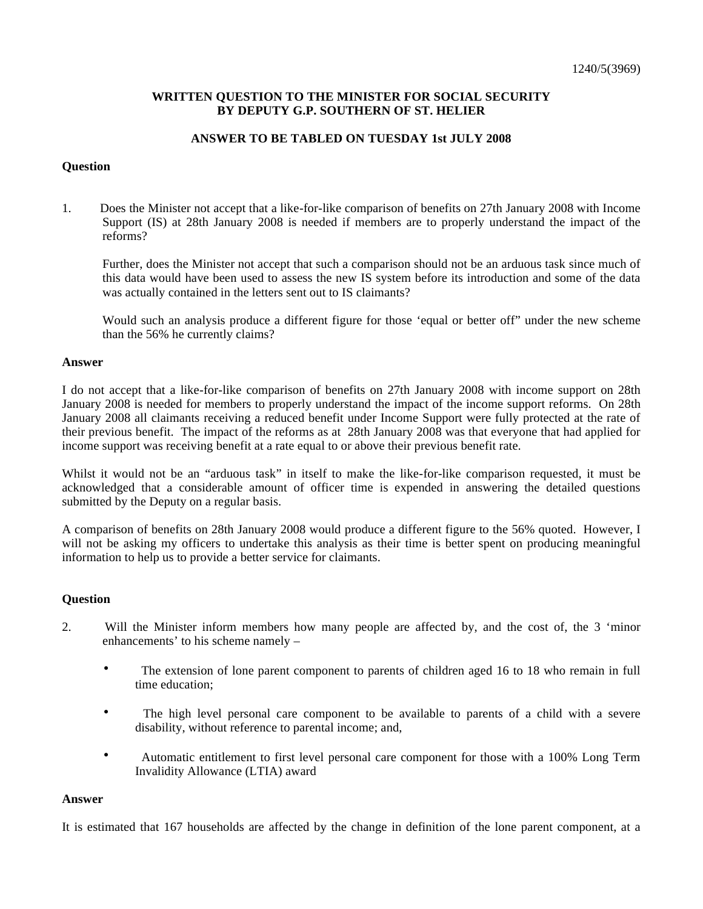1240/5(3969)

**WRITTEN QUESTION TO THE MINISTER FOR SOCIAL SECURITY BY DEPUTY G.P. SOUTHERN OF ST. HELIER**

**ANSWER TO BE TABLED ON TUESDAY 1st JULY 2008**

**Question**

1. Does the Minister not accept that a like-for-like comparison of benefits on 27th January 2008 with Income Support (IS) at 28th January 2008 is needed if members are to properly understand the impact of the reforms?

   Further, does the Minister not accept that such a comparison should not be an arduous task since much of this data would have been used to assess the new IS system before its introduction and some of the data was actually contained in the letters sent out to IS claimants?

   Would such an analysis produce a different figure for those 'equal or better off" under the new scheme than the 56% he currently claims?

**Answer**

I do not accept that a like-for-like comparison of benefits on 27th January 2008 with income support on 28th January 2008 is needed for members to properly understand the impact of the income support reforms. On 28th January 2008 all claimants receiving a reduced benefit under Income Support were fully protected at the rate of their previous benefit. The impact of the reforms as at 28th January 2008 was that everyone that had applied for income support was receiving benefit at a rate equal to or above their previous benefit rate.

Whilst it would not be an "arduous task" in itself to make the like-for-like comparison requested, it must be acknowledged that a considerable amount of officer time is expended in answering the detailed questions submitted by the Deputy on a regular basis.

A comparison of benefits on 28th January 2008 would produce a different figure to the 56% quoted. However, I will not be asking my officers to undertake this analysis as their time is better spent on producing meaningful information to help us to provide a better service for claimants.

**Question**

2. Will the Minister inform members how many people are affected by, and the cost of, the 3 'minor enhancements' to his scheme namely –

   - The extension of lone parent component to parents of children aged 16 to 18 who remain in full time education;
   - The high level personal care component to be available to parents of a child with a severe disability, without reference to parental income; and,
   - Automatic entitlement to first level personal care component for those with a 100% Long Term Invalidity Allowance (LTIA) award

**Answer**

It is estimated that 167 households are affected by the change in definition of the lone parent component, at a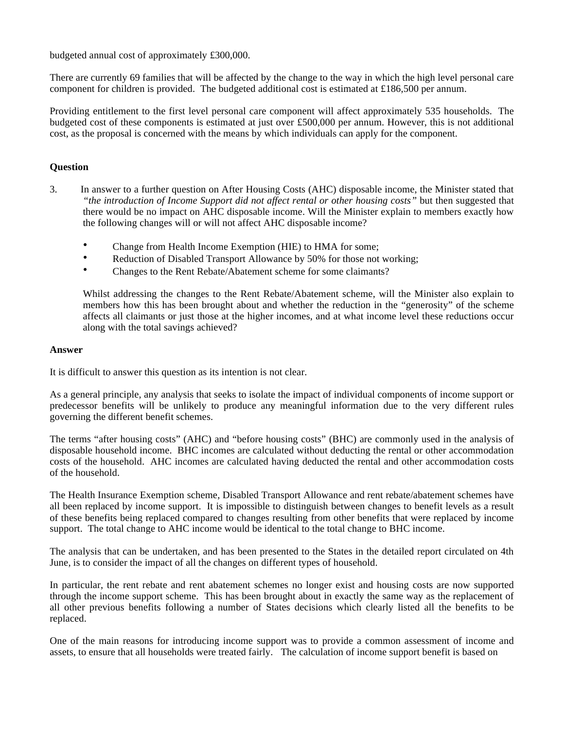budgeted annual cost of approximately £300,000.

There are currently 69 families that will be affected by the change to the way in which the high level personal care component for children is provided. The budgeted additional cost is estimated at £186,500 per annum.

Providing entitlement to the first level personal care component will affect approximately 535 households. The budgeted cost of these components is estimated at just over £500,000 per annum. However, this is not additional cost, as the proposal is concerned with the means by which individuals can apply for the component.

**Question**

3. In answer to a further question on After Housing Costs (AHC) disposable income, the Minister stated that *"the introduction of Income Support did not affect rental or other housing costs"* but then suggested that there would be no impact on AHC disposable income. Will the Minister explain to members exactly how the following changes will or will not affect AHC disposable income?

   - Change from Health Income Exemption (HIE) to HMA for some;
   - Reduction of Disabled Transport Allowance by 50% for those not working;
   - Changes to the Rent Rebate/Abatement scheme for some claimants?

   Whilst addressing the changes to the Rent Rebate/Abatement scheme, will the Minister also explain to members how this has been brought about and whether the reduction in the "generosity" of the scheme affects all claimants or just those at the higher incomes, and at what income level these reductions occur along with the total savings achieved?

**Answer**

It is difficult to answer this question as its intention is not clear.

As a general principle, any analysis that seeks to isolate the impact of individual components of income support or predecessor benefits will be unlikely to produce any meaningful information due to the very different rules governing the different benefit schemes.

The terms "after housing costs" (AHC) and "before housing costs" (BHC) are commonly used in the analysis of disposable household income. BHC incomes are calculated without deducting the rental or other accommodation costs of the household. AHC incomes are calculated having deducted the rental and other accommodation costs of the household.

The Health Insurance Exemption scheme, Disabled Transport Allowance and rent rebate/abatement schemes have all been replaced by income support. It is impossible to distinguish between changes to benefit levels as a result of these benefits being replaced compared to changes resulting from other benefits that were replaced by income support. The total change to AHC income would be identical to the total change to BHC income.

The analysis that can be undertaken, and has been presented to the States in the detailed report circulated on 4th June, is to consider the impact of all the changes on different types of household.

In particular, the rent rebate and rent abatement schemes no longer exist and housing costs are now supported through the income support scheme. This has been brought about in exactly the same way as the replacement of all other previous benefits following a number of States decisions which clearly listed all the benefits to be replaced.

One of the main reasons for introducing income support was to provide a common assessment of income and assets, to ensure that all households were treated fairly. The calculation of income support benefit is based on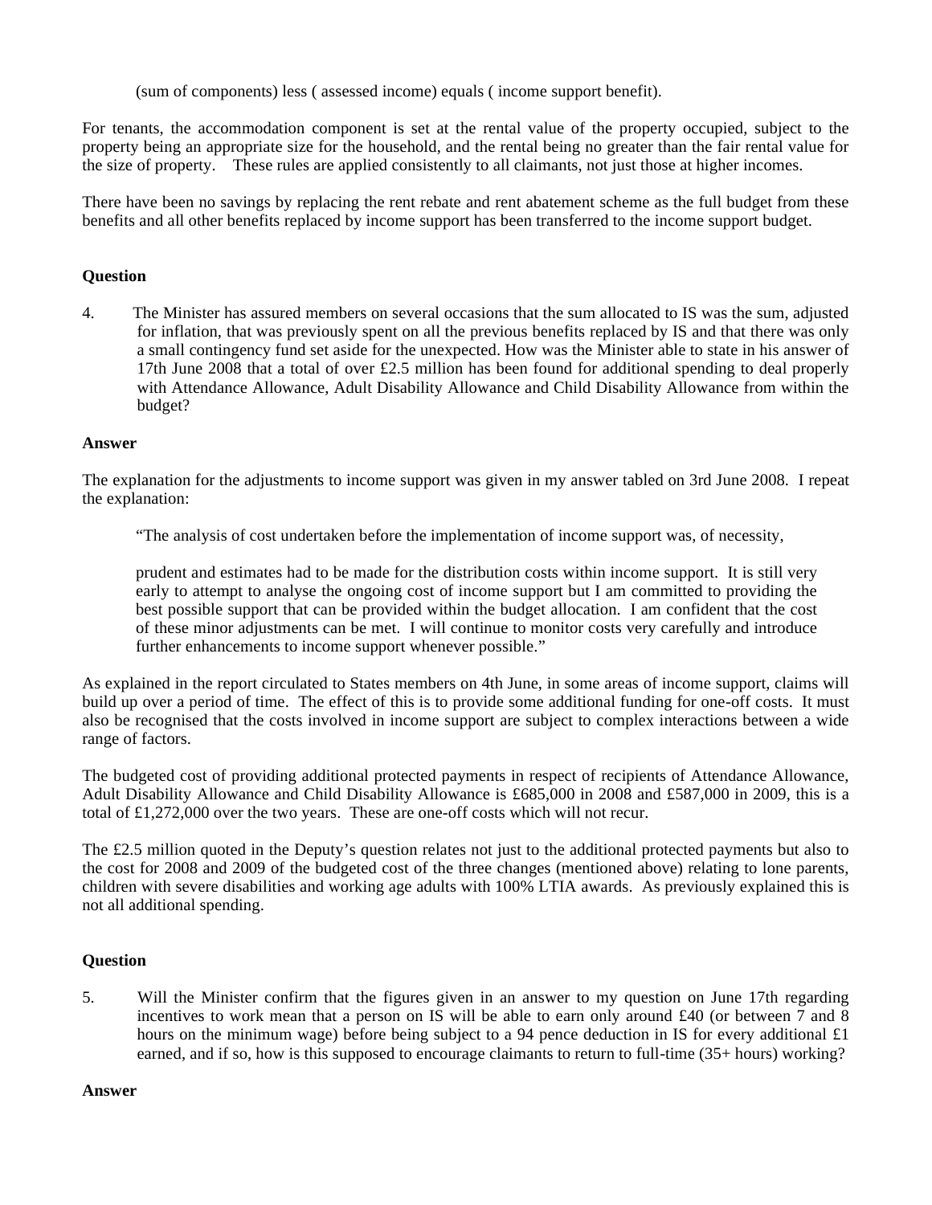(sum of components) less ( assessed income) equals ( income support benefit).

For tenants, the accommodation component is set at the rental value of the property occupied, subject to the property being an appropriate size for the household, and the rental being no greater than the fair rental value for the size of property. These rules are applied consistently to all claimants, not just those at higher incomes.

There have been no savings by replacing the rent rebate and rent abatement scheme as the full budget from these benefits and all other benefits replaced by income support has been transferred to the income support budget.

**Question**

4. The Minister has assured members on several occasions that the sum allocated to IS was the sum, adjusted for inflation, that was previously spent on all the previous benefits replaced by IS and that there was only a small contingency fund set aside for the unexpected. How was the Minister able to state in his answer of 17th June 2008 that a total of over £2.5 million has been found for additional spending to deal properly with Attendance Allowance, Adult Disability Allowance and Child Disability Allowance from within the budget?

**Answer**

The explanation for the adjustments to income support was given in my answer tabled on 3rd June 2008. I repeat the explanation:

> "The analysis of cost undertaken before the implementation of income support was, of necessity,
>
> prudent and estimates had to be made for the distribution costs within income support. It is still very early to attempt to analyse the ongoing cost of income support but I am committed to providing the best possible support that can be provided within the budget allocation. I am confident that the cost of these minor adjustments can be met. I will continue to monitor costs very carefully and introduce further enhancements to income support whenever possible."

As explained in the report circulated to States members on 4th June, in some areas of income support, claims will build up over a period of time. The effect of this is to provide some additional funding for one-off costs. It must also be recognised that the costs involved in income support are subject to complex interactions between a wide range of factors.

The budgeted cost of providing additional protected payments in respect of recipients of Attendance Allowance, Adult Disability Allowance and Child Disability Allowance is £685,000 in 2008 and £587,000 in 2009, this is a total of £1,272,000 over the two years. These are one-off costs which will not recur.

The £2.5 million quoted in the Deputy's question relates not just to the additional protected payments but also to the cost for 2008 and 2009 of the budgeted cost of the three changes (mentioned above) relating to lone parents, children with severe disabilities and working age adults with 100% LTIA awards. As previously explained this is not all additional spending.

**Question**

5. Will the Minister confirm that the figures given in an answer to my question on June 17th regarding incentives to work mean that a person on IS will be able to earn only around £40 (or between 7 and 8 hours on the minimum wage) before being subject to a 94 pence deduction in IS for every additional £1 earned, and if so, how is this supposed to encourage claimants to return to full-time (35+ hours) working?

**Answer**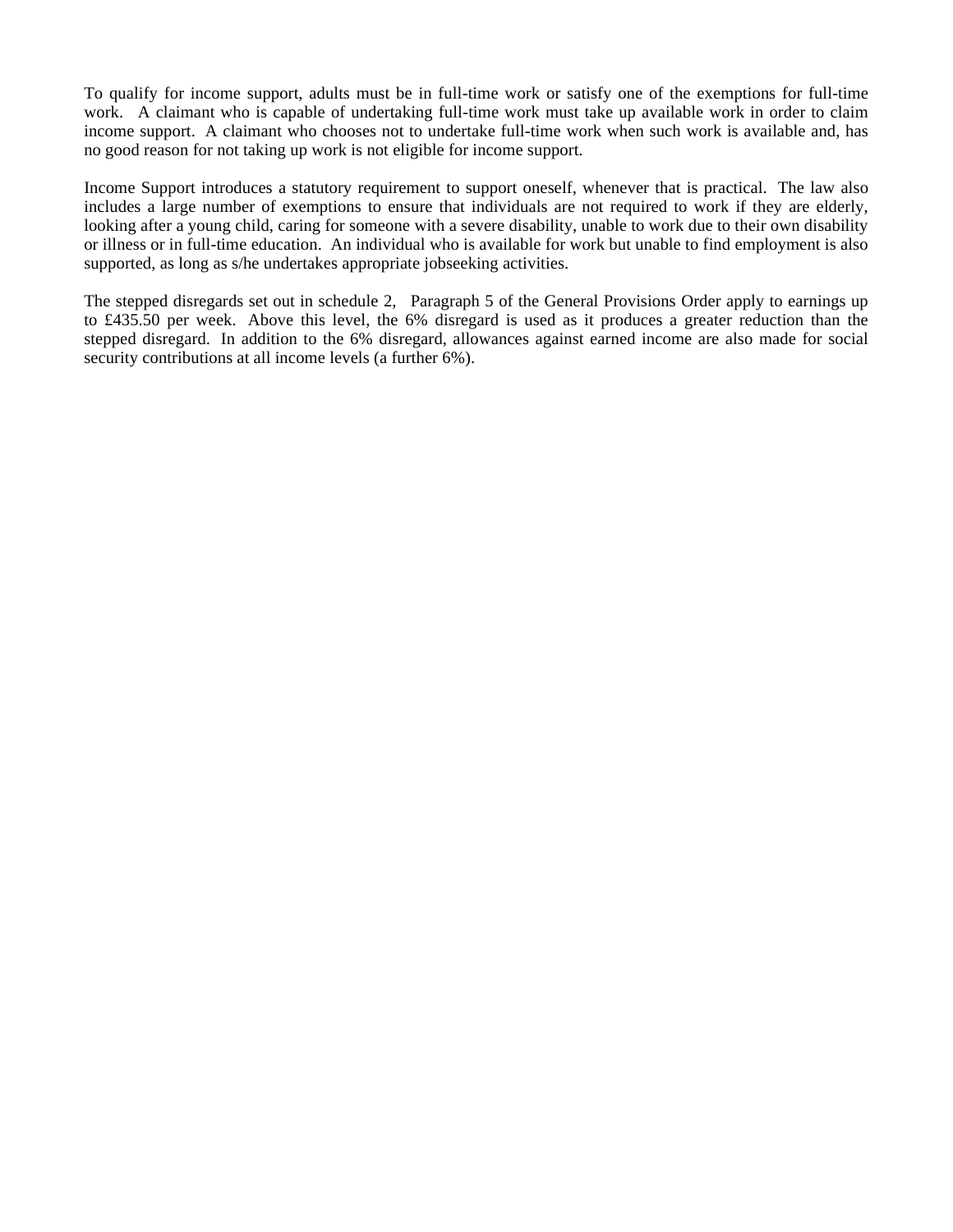To qualify for income support, adults must be in full-time work or satisfy one of the exemptions for full-time work. A claimant who is capable of undertaking full-time work must take up available work in order to claim income support. A claimant who chooses not to undertake full-time work when such work is available and, has no good reason for not taking up work is not eligible for income support.

Income Support introduces a statutory requirement to support oneself, whenever that is practical. The law also includes a large number of exemptions to ensure that individuals are not required to work if they are elderly, looking after a young child, caring for someone with a severe disability, unable to work due to their own disability or illness or in full-time education. An individual who is available for work but unable to find employment is also supported, as long as s/he undertakes appropriate jobseeking activities.

The stepped disregards set out in schedule 2, Paragraph 5 of the General Provisions Order apply to earnings up to £435.50 per week. Above this level, the 6% disregard is used as it produces a greater reduction than the stepped disregard. In addition to the 6% disregard, allowances against earned income are also made for social security contributions at all income levels (a further 6%).